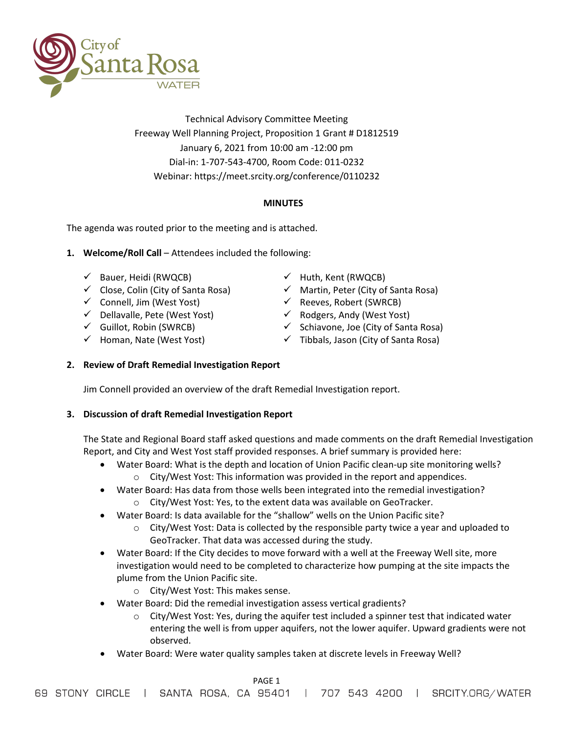Technical Advisory Committee Meeting
Freeway Well Planning Project, Proposition 1 Grant # D1812519
January 6, 2021 from 10:00 am -12:00 pm
Dial-in: 1-707-543-4700, Room Code: 011-0232
Webinar: https://meet.srcity.org/conference/0110232

**MINUTES**

The agenda was routed prior to the meeting and is attached.

1. **Welcome/Roll Call** – Attendees included the following:

   - ✓ Bauer, Heidi (RWQCB)
   - ✓ Close, Colin (City of Santa Rosa)
   - ✓ Connell, Jim (West Yost)
   - ✓ Dellavalle, Pete (West Yost)
   - ✓ Guillot, Robin (SWRCB)
   - ✓ Homan, Nate (West Yost)
   - ✓ Huth, Kent (RWQCB)
   - ✓ Martin, Peter (City of Santa Rosa)
   - ✓ Reeves, Robert (SWRCB)
   - ✓ Rodgers, Andy (West Yost)
   - ✓ Schiavone, Joe (City of Santa Rosa)
   - ✓ Tibbals, Jason (City of Santa Rosa)

2. **Review of Draft Remedial Investigation Report**

   Jim Connell provided an overview of the draft Remedial Investigation report.

3. **Discussion of draft Remedial Investigation Report**

   The State and Regional Board staff asked questions and made comments on the draft Remedial Investigation Report, and City and West Yost staff provided responses. A brief summary is provided here:

   - Water Board: What is the depth and location of Union Pacific clean-up site monitoring wells?
     - City/West Yost: This information was provided in the report and appendices.
   - Water Board: Has data from those wells been integrated into the remedial investigation?
     - City/West Yost: Yes, to the extent data was available on GeoTracker.
   - Water Board: Is data available for the "shallow" wells on the Union Pacific site?
     - City/West Yost: Data is collected by the responsible party twice a year and uploaded to GeoTracker. That data was accessed during the study.
   - Water Board: If the City decides to move forward with a well at the Freeway Well site, more investigation would need to be completed to characterize how pumping at the site impacts the plume from the Union Pacific site.
     - City/West Yost: This makes sense.
   - Water Board: Did the remedial investigation assess vertical gradients?
     - City/West Yost: Yes, during the aquifer test included a spinner test that indicated water entering the well is from upper aquifers, not the lower aquifer. Upward gradients were not observed.
   - Water Board: Were water quality samples taken at discrete levels in Freeway Well?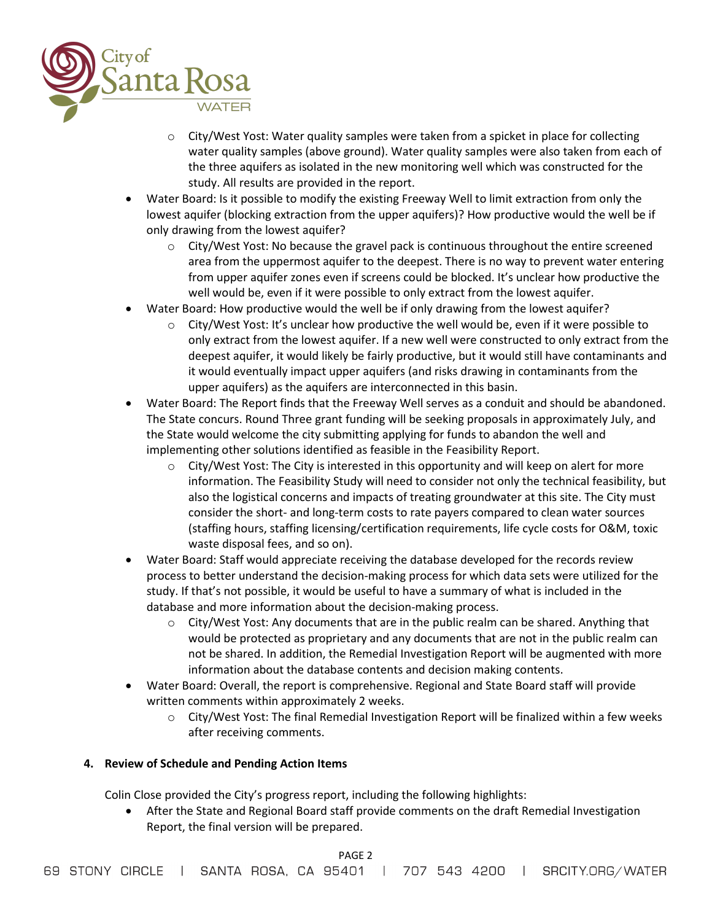- City/West Yost: Water quality samples were taken from a spicket in place for collecting water quality samples (above ground). Water quality samples were also taken from each of the three aquifers as isolated in the new monitoring well which was constructed for the study. All results are provided in the report.
- Water Board: Is it possible to modify the existing Freeway Well to limit extraction from only the lowest aquifer (blocking extraction from the upper aquifers)? How productive would the well be if only drawing from the lowest aquifer?
   - City/West Yost: No because the gravel pack is continuous throughout the entire screened area from the uppermost aquifer to the deepest. There is no way to prevent water entering from upper aquifer zones even if screens could be blocked. It's unclear how productive the well would be, even if it were possible to only extract from the lowest aquifer.
- Water Board: How productive would the well be if only drawing from the lowest aquifer?
   - City/West Yost: It's unclear how productive the well would be, even if it were possible to only extract from the lowest aquifer. If a new well were constructed to only extract from the deepest aquifer, it would likely be fairly productive, but it would still have contaminants and it would eventually impact upper aquifers (and risks drawing in contaminants from the upper aquifers) as the aquifers are interconnected in this basin.
- Water Board: The Report finds that the Freeway Well serves as a conduit and should be abandoned. The State concurs. Round Three grant funding will be seeking proposals in approximately July, and the State would welcome the city submitting applying for funds to abandon the well and implementing other solutions identified as feasible in the Feasibility Report.
   - City/West Yost: The City is interested in this opportunity and will keep on alert for more information. The Feasibility Study will need to consider not only the technical feasibility, but also the logistical concerns and impacts of treating groundwater at this site. The City must consider the short- and long-term costs to rate payers compared to clean water sources (staffing hours, staffing licensing/certification requirements, life cycle costs for O&M, toxic waste disposal fees, and so on).
- Water Board: Staff would appreciate receiving the database developed for the records review process to better understand the decision-making process for which data sets were utilized for the study. If that's not possible, it would be useful to have a summary of what is included in the database and more information about the decision-making process.
   - City/West Yost: Any documents that are in the public realm can be shared. Anything that would be protected as proprietary and any documents that are not in the public realm can not be shared. In addition, the Remedial Investigation Report will be augmented with more information about the database contents and decision making contents.
- Water Board: Overall, the report is comprehensive. Regional and State Board staff will provide written comments within approximately 2 weeks.
   - City/West Yost: The final Remedial Investigation Report will be finalized within a few weeks after receiving comments.

**4. Review of Schedule and Pending Action Items**

Colin Close provided the City's progress report, including the following highlights:

- After the State and Regional Board staff provide comments on the draft Remedial Investigation Report, the final version will be prepared.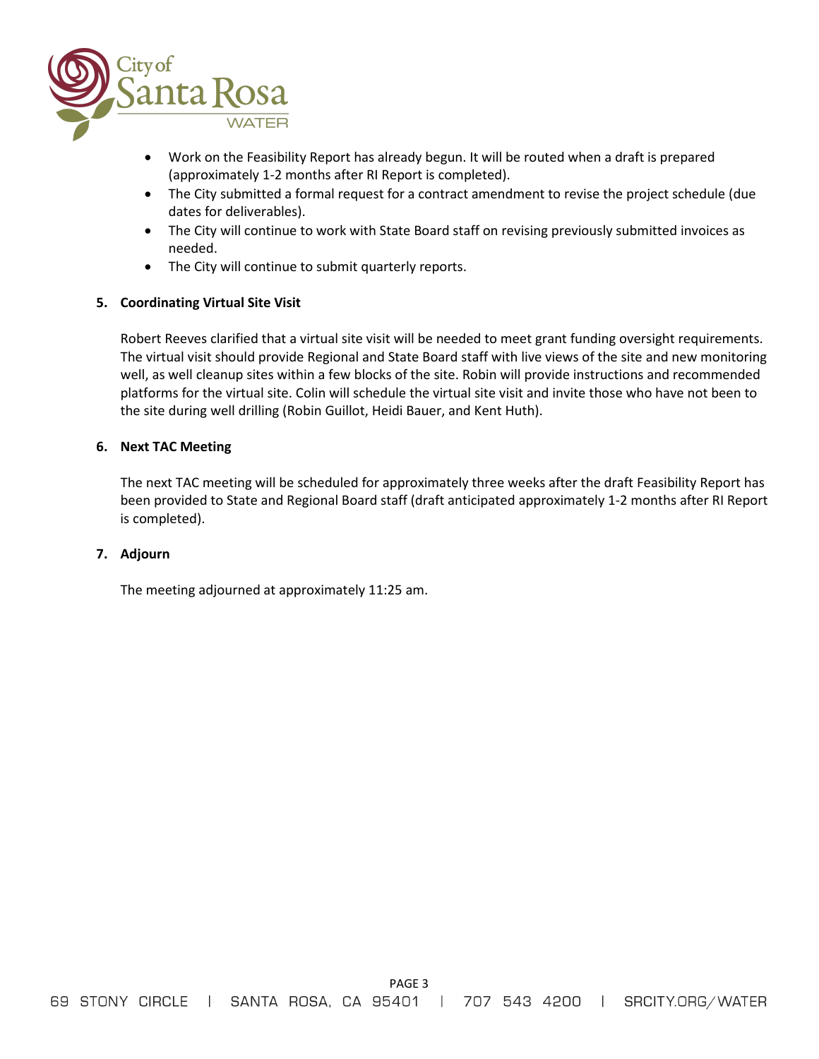- Work on the Feasibility Report has already begun. It will be routed when a draft is prepared (approximately 1-2 months after RI Report is completed).
- The City submitted a formal request for a contract amendment to revise the project schedule (due dates for deliverables).
- The City will continue to work with State Board staff on revising previously submitted invoices as needed.
- The City will continue to submit quarterly reports.

**5. Coordinating Virtual Site Visit**

Robert Reeves clarified that a virtual site visit will be needed to meet grant funding oversight requirements. The virtual visit should provide Regional and State Board staff with live views of the site and new monitoring well, as well cleanup sites within a few blocks of the site. Robin will provide instructions and recommended platforms for the virtual site. Colin will schedule the virtual site visit and invite those who have not been to the site during well drilling (Robin Guillot, Heidi Bauer, and Kent Huth).

**6. Next TAC Meeting**

The next TAC meeting will be scheduled for approximately three weeks after the draft Feasibility Report has been provided to State and Regional Board staff (draft anticipated approximately 1-2 months after RI Report is completed).

**7. Adjourn**

The meeting adjourned at approximately 11:25 am.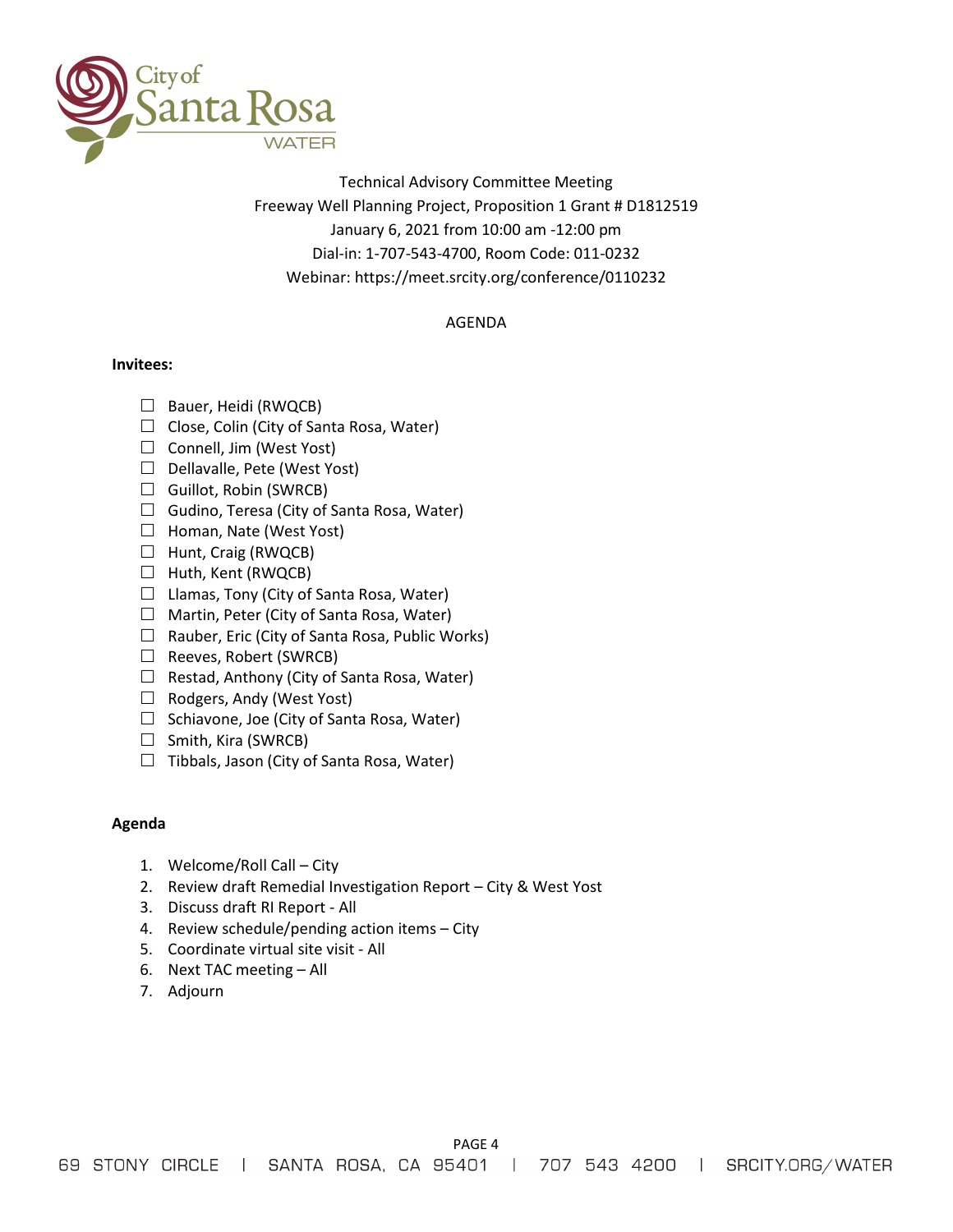Technical Advisory Committee Meeting
Freeway Well Planning Project, Proposition 1 Grant # D1812519
January 6, 2021 from 10:00 am -12:00 pm
Dial-in: 1-707-543-4700, Room Code: 011-0232
Webinar: https://meet.srcity.org/conference/0110232

AGENDA

**Invitees:**

- ☐ Bauer, Heidi (RWQCB)
- ☐ Close, Colin (City of Santa Rosa, Water)
- ☐ Connell, Jim (West Yost)
- ☐ Dellavalle, Pete (West Yost)
- ☐ Guillot, Robin (SWRCB)
- ☐ Gudino, Teresa (City of Santa Rosa, Water)
- ☐ Homan, Nate (West Yost)
- ☐ Hunt, Craig (RWQCB)
- ☐ Huth, Kent (RWQCB)
- ☐ Llamas, Tony (City of Santa Rosa, Water)
- ☐ Martin, Peter (City of Santa Rosa, Water)
- ☐ Rauber, Eric (City of Santa Rosa, Public Works)
- ☐ Reeves, Robert (SWRCB)
- ☐ Restad, Anthony (City of Santa Rosa, Water)
- ☐ Rodgers, Andy (West Yost)
- ☐ Schiavone, Joe (City of Santa Rosa, Water)
- ☐ Smith, Kira (SWRCB)
- ☐ Tibbals, Jason (City of Santa Rosa, Water)

**Agenda**

1. Welcome/Roll Call – City
2. Review draft Remedial Investigation Report – City & West Yost
3. Discuss draft RI Report - All
4. Review schedule/pending action items – City
5. Coordinate virtual site visit - All
6. Next TAC meeting – All
7. Adjourn